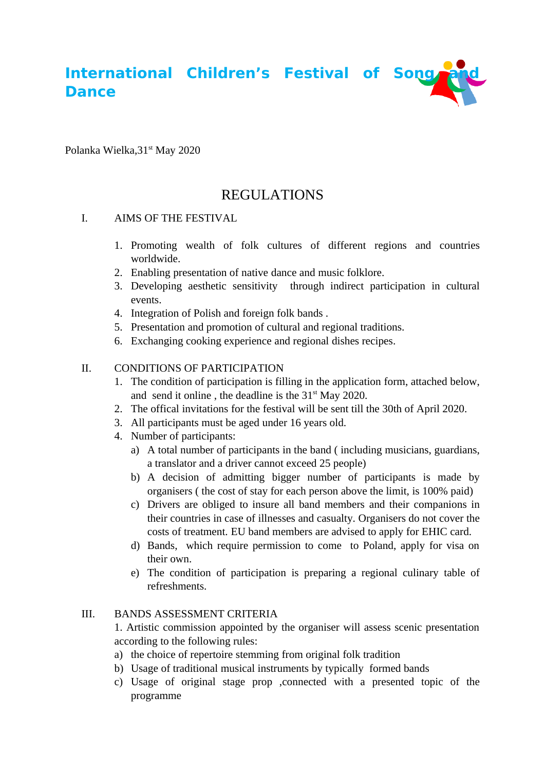# International Children's Festival of Song and Dance

Polanka Wielka,31[st] May 2020

## REGULATIONS

I. AIMS OF THE FESTIVAL

1. Promoting wealth of folk cultures of different regions and countries worldwide.
2. Enabling presentation of native dance and music folklore.
3. Developing aesthetic sensitivity through indirect participation in cultural events.
4. Integration of Polish and foreign folk bands .
5. Presentation and promotion of cultural and regional traditions.
6. Exchanging cooking experience and regional dishes recipes.

II. CONDITIONS OF PARTICIPATION

1. The condition of participation is filling in the application form, attached below, and send it online , the deadline is the 31[st] May 2020.
2. The offical invitations for the festival will be sent till the 30th of April 2020.
3. All participants must be aged under 16 years old.
4. Number of participants:
   a) A total number of participants in the band ( including musicians, guardians, a translator and a driver cannot exceed 25 people)
   b) A decision of admitting bigger number of participants is made by organisers ( the cost of stay for each person above the limit, is 100% paid)
   c) Drivers are obliged to insure all band members and their companions in their countries in case of illnesses and casualty. Organisers do not cover the costs of treatment. EU band members are advised to apply for EHIC card.
   d) Bands, which require permission to come to Poland, apply for visa on their own.
   e) The condition of participation is preparing a regional culinary table of refreshments.

III. BANDS ASSESSMENT CRITERIA

1. Artistic commission appointed by the organiser will assess scenic presentation according to the following rules:

a) the choice of repertoire stemming from original folk tradition
b) Usage of traditional musical instruments by typically formed bands
c) Usage of original stage prop ,connected with a presented topic of the programme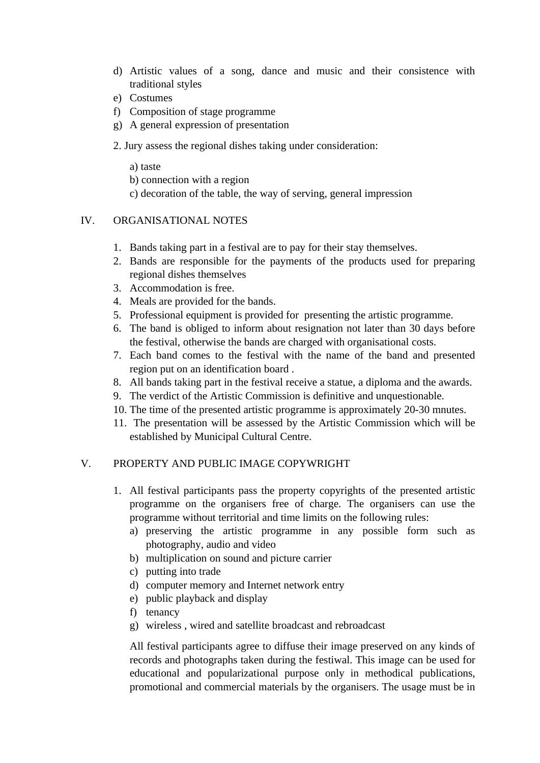d) Artistic values of a song, dance and music and their consistence with traditional styles
e) Costumes
f) Composition of stage programme
g) A general expression of presentation

2. Jury assess the regional dishes taking under consideration:

   a) taste
   b) connection with a region
   c) decoration of the table, the way of serving, general impression

## IV. ORGANISATIONAL NOTES

1. Bands taking part in a festival are to pay for their stay themselves.
2. Bands are responsible for the payments of the products used for preparing regional dishes themselves
3. Accommodation is free.
4. Meals are provided for the bands.
5. Professional equipment is provided for presenting the artistic programme.
6. The band is obliged to inform about resignation not later than 30 days before the festival, otherwise the bands are charged with organisational costs.
7. Each band comes to the festival with the name of the band and presented region put on an identification board .
8. All bands taking part in the festival receive a statue, a diploma and the awards.
9. The verdict of the Artistic Commission is definitive and unquestionable.
10. The time of the presented artistic programme is approximately 20-30 mnutes.
11. The presentation will be assessed by the Artistic Commission which will be established by Municipal Cultural Centre.

## V. PROPERTY AND PUBLIC IMAGE COPYWRIGHT

1. All festival participants pass the property copyrights of the presented artistic programme on the organisers free of charge. The organisers can use the programme without territorial and time limits on the following rules:
   a) preserving the artistic programme in any possible form such as photography, audio and video
   b) multiplication on sound and picture carrier
   c) putting into trade
   d) computer memory and Internet network entry
   e) public playback and display
   f) tenancy
   g) wireless , wired and satellite broadcast and rebroadcast

   All festival participants agree to diffuse their image preserved on any kinds of records and photographs taken during the festiwal. This image can be used for educational and popularizational purpose only in methodical publications, promotional and commercial materials by the organisers. The usage must be in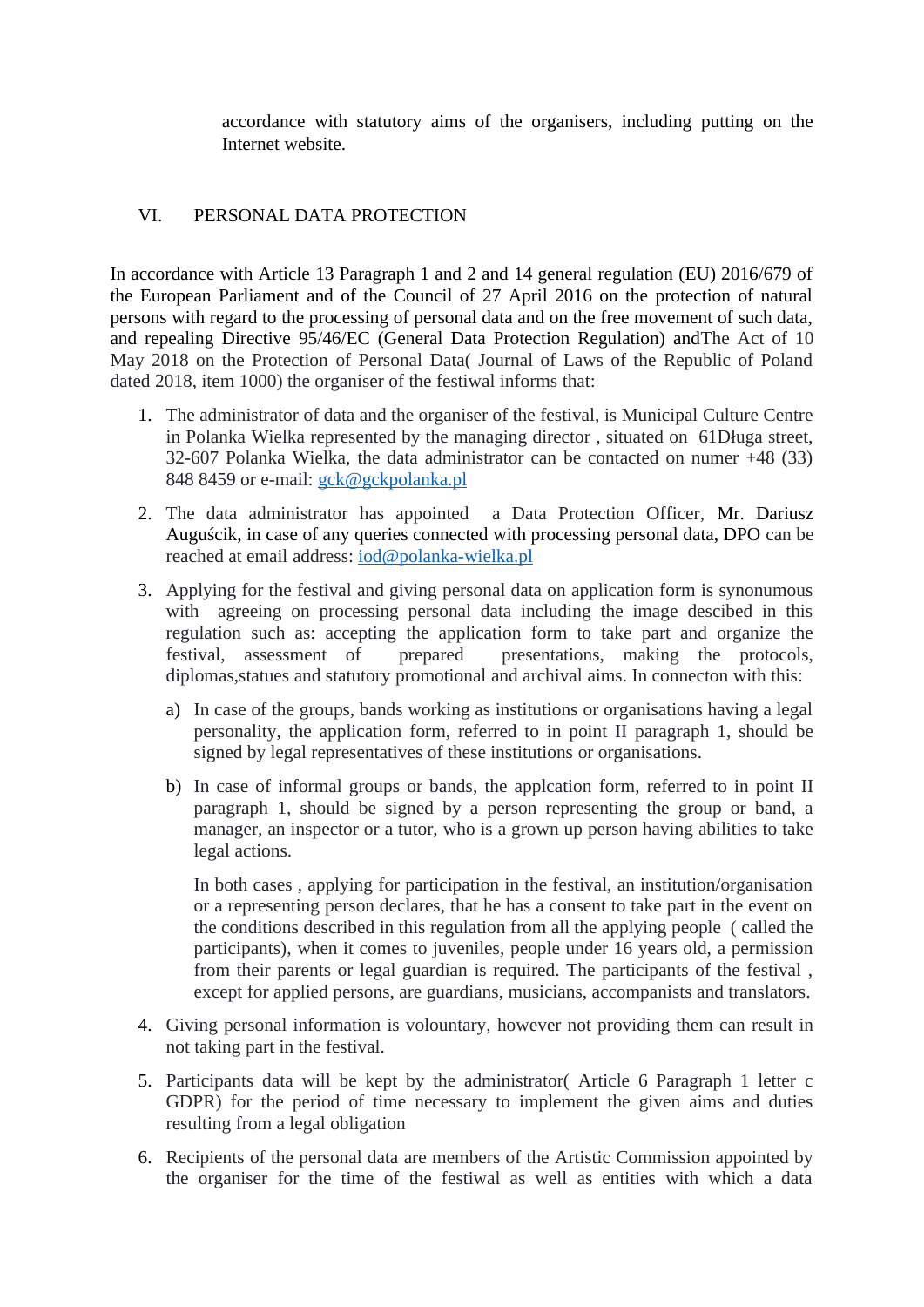accordance with statutory aims of the organisers, including putting on the Internet website.

## VI. PERSONAL DATA PROTECTION

In accordance with Article 13 Paragraph 1 and 2 and 14 general regulation (EU) 2016/679 of the European Parliament and of the Council of 27 April 2016 on the protection of natural persons with regard to the processing of personal data and on the free movement of such data, and repealing Directive 95/46/EC (General Data Protection Regulation) andThe Act of 10 May 2018 on the Protection of Personal Data( Journal of Laws of the Republic of Poland dated 2018, item 1000) the organiser of the festiwal informs that:

1. The administrator of data and the organiser of the festival, is Municipal Culture Centre in Polanka Wielka represented by the managing director , situated on 61Długa street, 32-607 Polanka Wielka, the data administrator can be contacted on numer +48 (33) 848 8459 or e-mail: gck@gckpolanka.pl
2. The data administrator has appointed a Data Protection Officer, Mr. Dariusz Auguścik, in case of any queries connected with processing personal data, DPO can be reached at email address: iod@polanka-wielka.pl
3. Applying for the festival and giving personal data on application form is synonumous with agreeing on processing personal data including the image descibed in this regulation such as: accepting the application form to take part and organize the festival, assessment of prepared presentations, making the protocols, diplomas,statues and statutory promotional and archival aims. In connecton with this:
   a) In case of the groups, bands working as institutions or organisations having a legal personality, the application form, referred to in point II paragraph 1, should be signed by legal representatives of these institutions or organisations.
   b) In case of informal groups or bands, the applcation form, referred to in point II paragraph 1, should be signed by a person representing the group or band, a manager, an inspector or a tutor, who is a grown up person having abilities to take legal actions.

   In both cases , applying for participation in the festival, an institution/organisation or a representing person declares, that he has a consent to take part in the event on the conditions described in this regulation from all the applying people ( called the participants), when it comes to juveniles, people under 16 years old, a permission from their parents or legal guardian is required. The participants of the festival , except for applied persons, are guardians, musicians, accompanists and translators.
4. Giving personal information is volountary, however not providing them can result in not taking part in the festival.
5. Participants data will be kept by the administrator( Article 6 Paragraph 1 letter c GDPR) for the period of time necessary to implement the given aims and duties resulting from a legal obligation
6. Recipients of the personal data are members of the Artistic Commission appointed by the organiser for the time of the festiwal as well as entities with which a data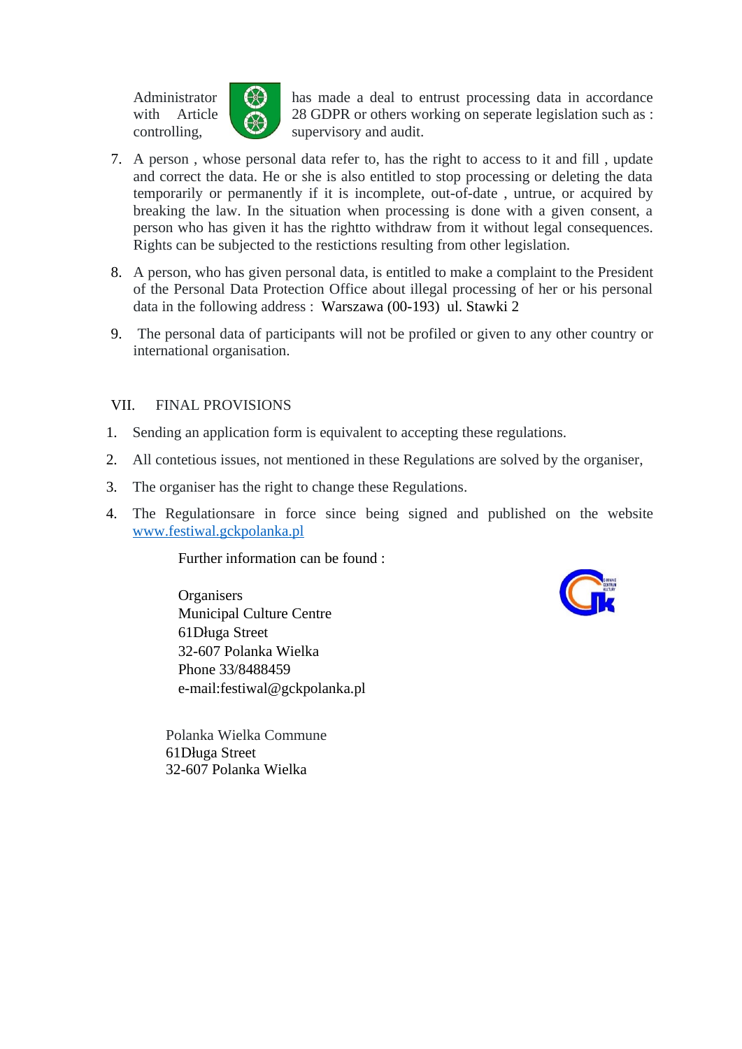Administrator with Article 28 GDPR or others working on seperate legislation such as : controlling, has made a deal to entrust processing data in accordance supervisory and audit.

7. A person , whose personal data refer to, has the right to access to it and fill , update and correct the data. He or she is also entitled to stop processing or deleting the data temporarily or permanently if it is incomplete, out-of-date , untrue, or acquired by breaking the law. In the situation when processing is done with a given consent, a person who has given it has the rightto withdraw from it without legal consequences. Rights can be subjected to the restictions resulting from other legislation.

8. A person, who has given personal data, is entitled to make a complaint to the President of the Personal Data Protection Office about illegal processing of her or his personal data in the following address : Warszawa (00-193) ul. Stawki 2

9. The personal data of participants will not be profiled or given to any other country or international organisation.

## VII. FINAL PROVISIONS

1. Sending an application form is equivalent to accepting these regulations.
2. All contetious issues, not mentioned in these Regulations are solved by the organiser,
3. The organiser has the right to change these Regulations.
4. The Regulationsare in force since being signed and published on the website www.festiwal.gckpolanka.pl

Further information can be found :

Organisers
Municipal Culture Centre
61Długa Street
32-607 Polanka Wielka
Phone 33/8488459
e-mail:festiwal@gckpolanka.pl

Polanka Wielka Commune
61Długa Street
32-607 Polanka Wielka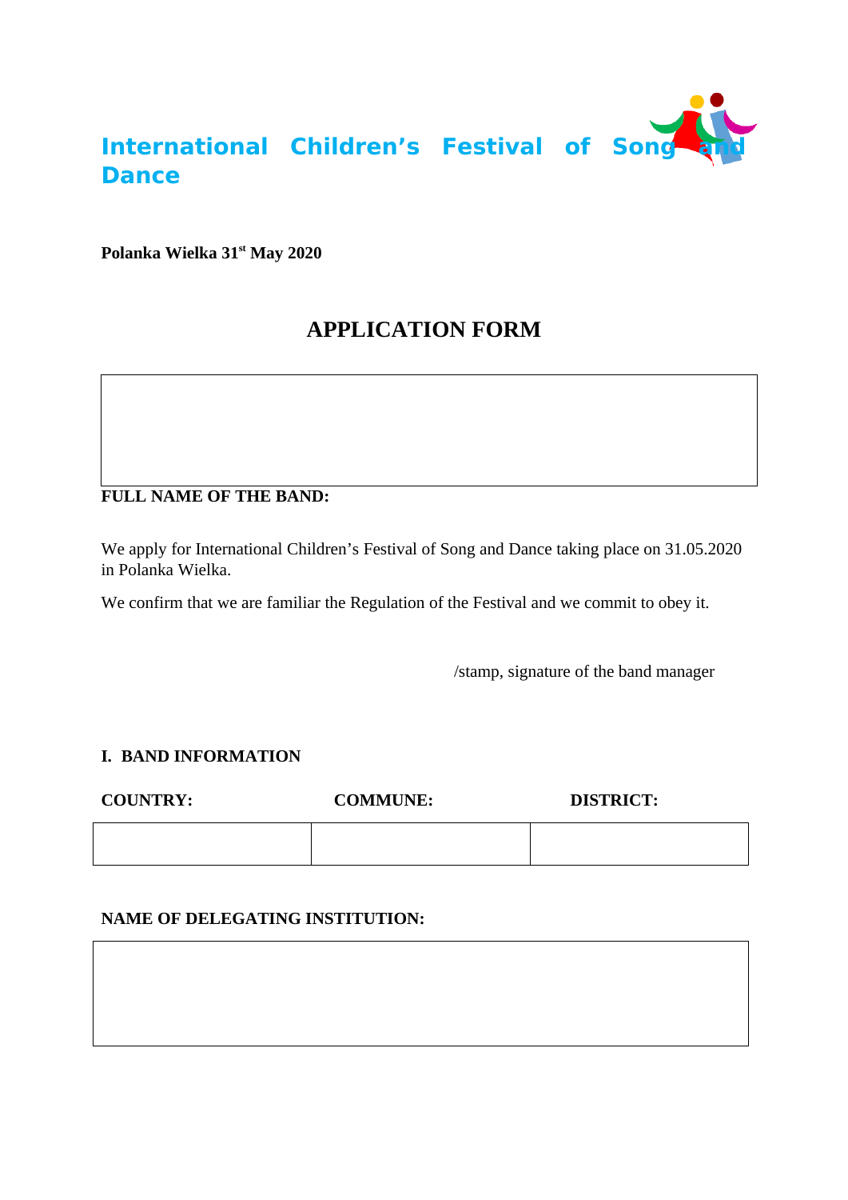# International Children's Festival of Song and Dance

**Polanka Wielka 31st May 2020**

## APPLICATION FORM

| |
|---|
| |

**FULL NAME OF THE BAND:**

We apply for International Children's Festival of Song and Dance taking place on 31.05.2020 in Polanka Wielka.

We confirm that we are familiar the Regulation of the Festival and we commit to obey it.

/stamp, signature of the band manager

### I. BAND INFORMATION

| COUNTRY: | COMMUNE: | DISTRICT: |
|---|---|---|
| | | |

**NAME OF DELEGATING INSTITUTION:**

| |
|---|
| |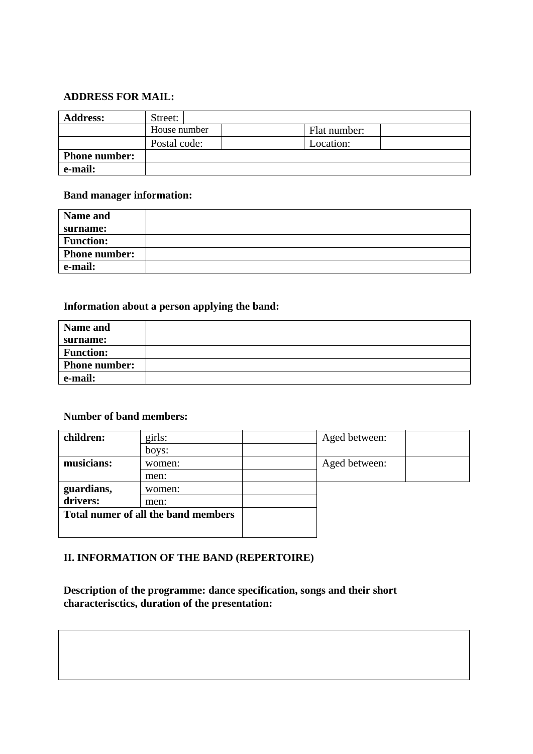**ADDRESS FOR MAIL:**

| **Address:** | Street: | | | |
|---|---|---|---|---|
| | House number | | Flat number: | |
| | Postal code: | | Location: | |
| **Phone number:** | | | | |
| **e-mail:** | | | | |

**Band manager information:**

| **Name and surname:** | |
|---|---|
| **Function:** | |
| **Phone number:** | |
| **e-mail:** | |

**Information about a person applying the band:**

| **Name and surname:** | |
|---|---|
| **Function:** | |
| **Phone number:** | |
| **e-mail:** | |

**Number of band members:**

| **children:** | girls: | | Aged between: | |
|---|---|---|---|---|
| | boys: | | | |
| **musicians:** | women: | | Aged between: | |
| | men: | | | |
| **guardians, drivers:** | women: | | | |
| | men: | | | |
| **Total numer of all the band members** | | | | |

**II. INFORMATION OF THE BAND (REPERTOIRE)**

**Description of the programme: dance specification, songs and their short characterisctics, duration of the presentation:**

| |
|---|
| |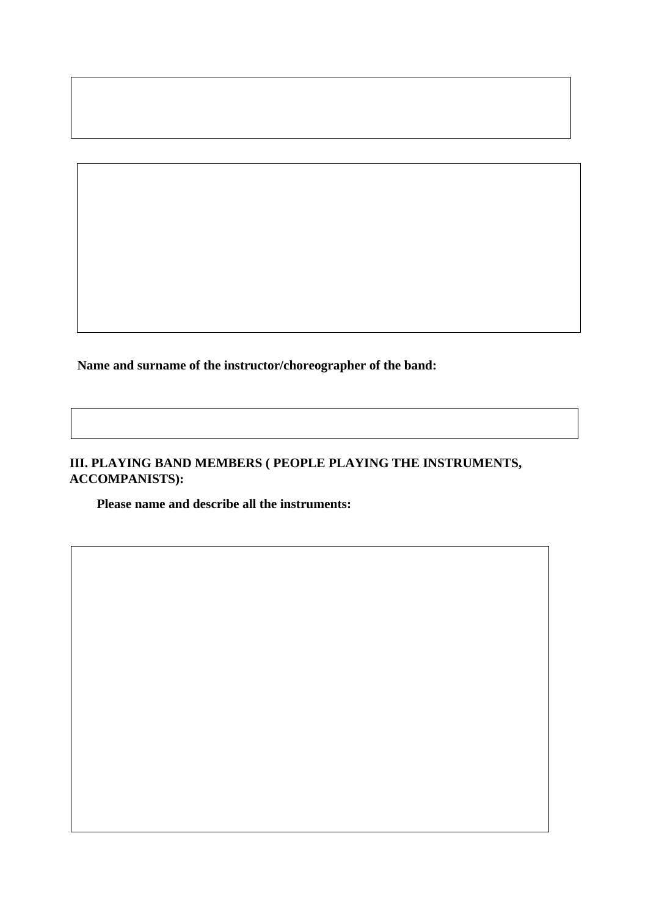**Name and surname of the instructor/choreographer of the band:**

**III. PLAYING BAND MEMBERS ( PEOPLE PLAYING THE INSTRUMENTS, ACCOMPANISTS):**

**Please name and describe all the instruments:**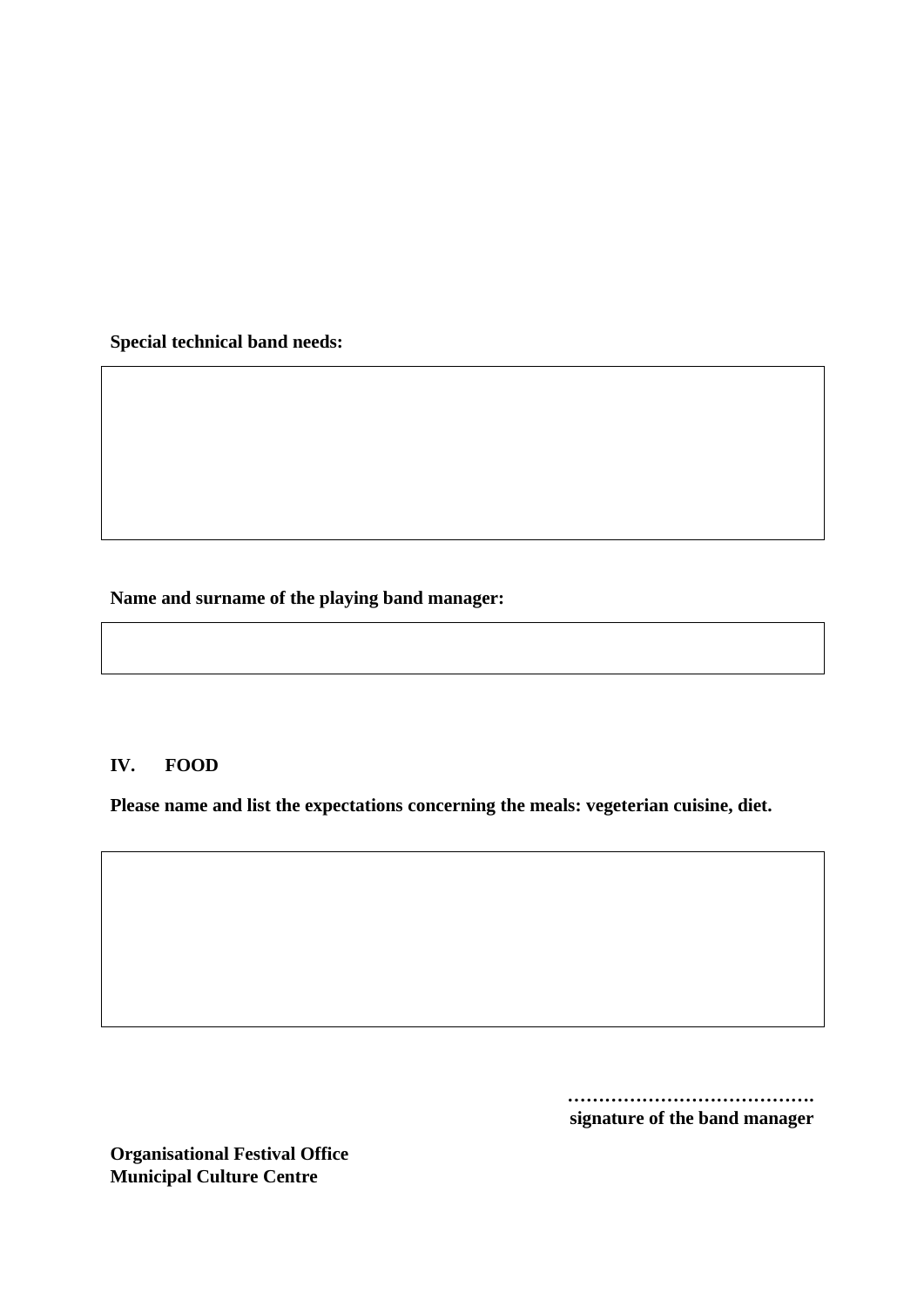**Special technical band needs:**

|  |
|---|
|  |

**Name and surname of the playing band manager:**

|  |
|---|
|  |

## IV. FOOD

**Please name and list the expectations concerning the meals: vegeterian cuisine, diet.**

|  |
|---|
|  |

…………………………………….
**signature of the band manager**

**Organisational Festival Office**
**Municipal Culture Centre**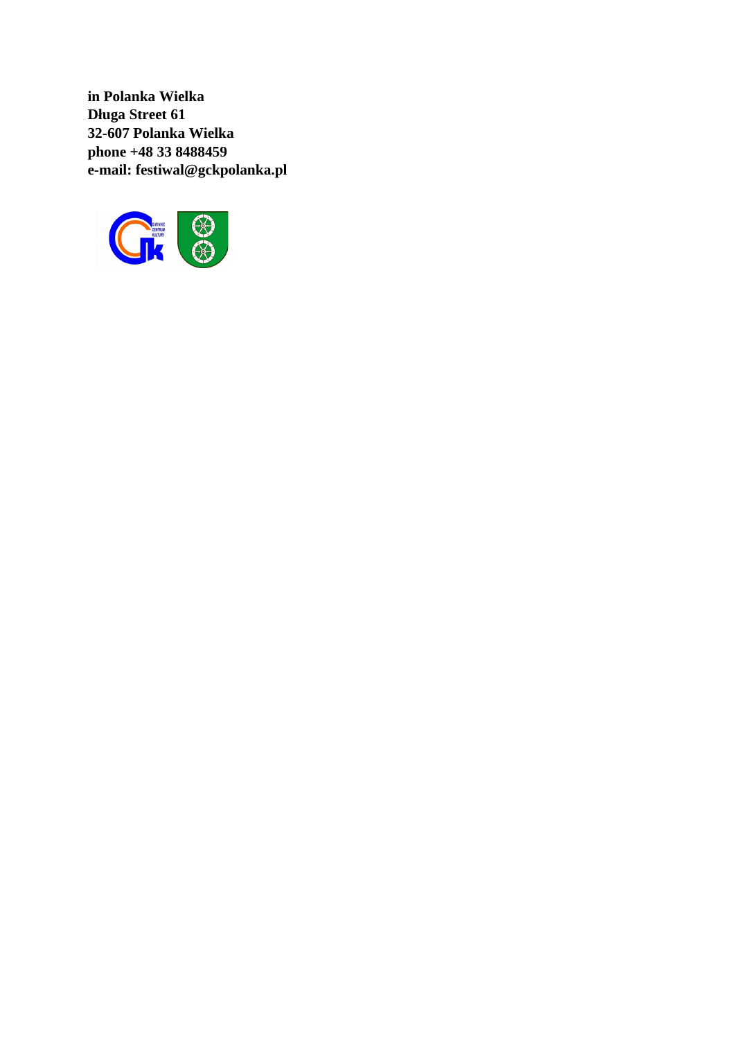**in Polanka Wielka**
**Długa Street 61**
**32-607 Polanka Wielka**
**phone +48 33 8488459**
**e-mail: festiwal@gckpolanka.pl**